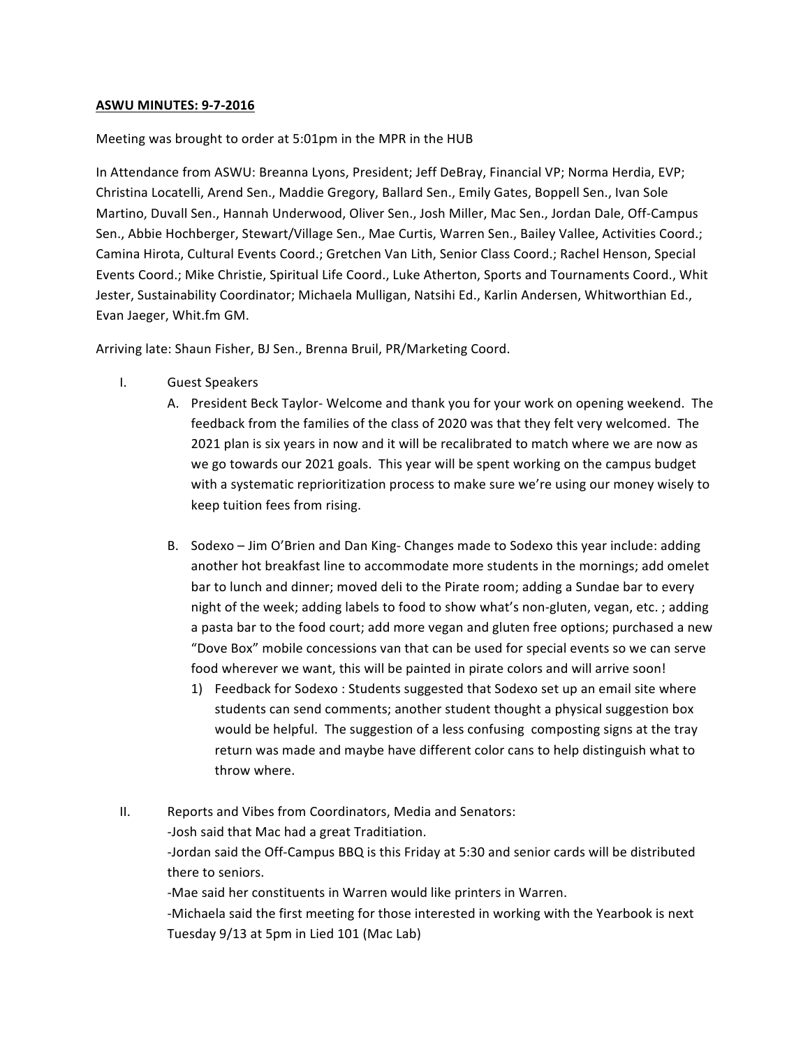**ASWU MINUTES: 9-7-2016**

Meeting was brought to order at 5:01pm in the MPR in the HUB

In Attendance from ASWU: Breanna Lyons, President; Jeff DeBray, Financial VP; Norma Herdia, EVP; Christina Locatelli, Arend Sen., Maddie Gregory, Ballard Sen., Emily Gates, Boppell Sen., Ivan Sole Martino, Duvall Sen., Hannah Underwood, Oliver Sen., Josh Miller, Mac Sen., Jordan Dale, Off-Campus Sen., Abbie Hochberger, Stewart/Village Sen., Mae Curtis, Warren Sen., Bailey Vallee, Activities Coord.; Camina Hirota, Cultural Events Coord.; Gretchen Van Lith, Senior Class Coord.; Rachel Henson, Special Events Coord.; Mike Christie, Spiritual Life Coord., Luke Atherton, Sports and Tournaments Coord., Whit Jester, Sustainability Coordinator; Michaela Mulligan, Natsihi Ed., Karlin Andersen, Whitworthian Ed., Evan Jaeger, Whit.fm GM.

Arriving late: Shaun Fisher, BJ Sen., Brenna Bruil, PR/Marketing Coord.

I. Guest Speakers
   A. President Beck Taylor- Welcome and thank you for your work on opening weekend. The feedback from the families of the class of 2020 was that they felt very welcomed. The 2021 plan is six years in now and it will be recalibrated to match where we are now as we go towards our 2021 goals. This year will be spent working on the campus budget with a systematic reprioritization process to make sure we're using our money wisely to keep tuition fees from rising.

   B. Sodexo – Jim O'Brien and Dan King- Changes made to Sodexo this year include: adding another hot breakfast line to accommodate more students in the mornings; add omelet bar to lunch and dinner; moved deli to the Pirate room; adding a Sundae bar to every night of the week; adding labels to food to show what's non-gluten, vegan, etc. ; adding a pasta bar to the food court; add more vegan and gluten free options; purchased a new "Dove Box" mobile concessions van that can be used for special events so we can serve food wherever we want, this will be painted in pirate colors and will arrive soon!
      1) Feedback for Sodexo : Students suggested that Sodexo set up an email site where students can send comments; another student thought a physical suggestion box would be helpful. The suggestion of a less confusing composting signs at the tray return was made and maybe have different color cans to help distinguish what to throw where.

II. Reports and Vibes from Coordinators, Media and Senators:
   -Josh said that Mac had a great Traditiation.
   -Jordan said the Off-Campus BBQ is this Friday at 5:30 and senior cards will be distributed there to seniors.
   -Mae said her constituents in Warren would like printers in Warren.
   -Michaela said the first meeting for those interested in working with the Yearbook is next Tuesday 9/13 at 5pm in Lied 101 (Mac Lab)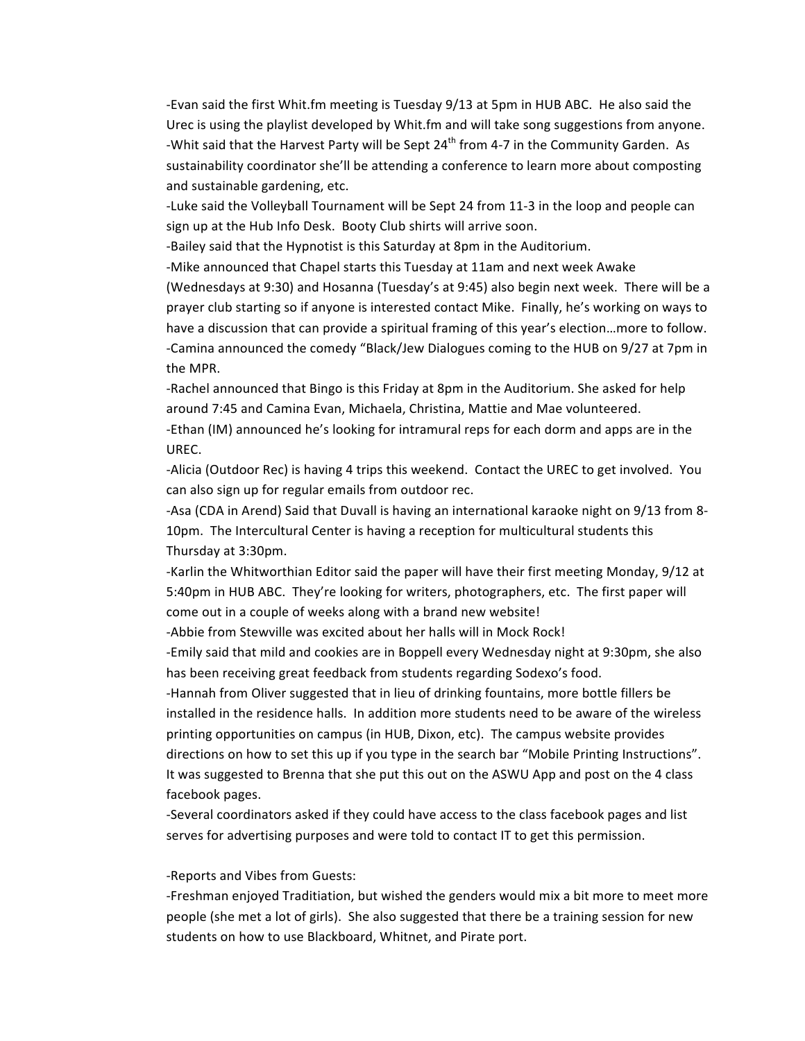-Evan said the first Whit.fm meeting is Tuesday 9/13 at 5pm in HUB ABC. He also said the Urec is using the playlist developed by Whit.fm and will take song suggestions from anyone.
-Whit said that the Harvest Party will be Sept 24th from 4-7 in the Community Garden. As sustainability coordinator she'll be attending a conference to learn more about composting and sustainable gardening, etc.
-Luke said the Volleyball Tournament will be Sept 24 from 11-3 in the loop and people can sign up at the Hub Info Desk. Booty Club shirts will arrive soon.
-Bailey said that the Hypnotist is this Saturday at 8pm in the Auditorium.
-Mike announced that Chapel starts this Tuesday at 11am and next week Awake (Wednesdays at 9:30) and Hosanna (Tuesday's at 9:45) also begin next week. There will be a prayer club starting so if anyone is interested contact Mike. Finally, he's working on ways to have a discussion that can provide a spiritual framing of this year's election…more to follow.
-Camina announced the comedy "Black/Jew Dialogues coming to the HUB on 9/27 at 7pm in the MPR.
-Rachel announced that Bingo is this Friday at 8pm in the Auditorium. She asked for help around 7:45 and Camina Evan, Michaela, Christina, Mattie and Mae volunteered.
-Ethan (IM) announced he's looking for intramural reps for each dorm and apps are in the UREC.
-Alicia (Outdoor Rec) is having 4 trips this weekend. Contact the UREC to get involved. You can also sign up for regular emails from outdoor rec.
-Asa (CDA in Arend) Said that Duvall is having an international karaoke night on 9/13 from 8-10pm. The Intercultural Center is having a reception for multicultural students this Thursday at 3:30pm.
-Karlin the Whitworthian Editor said the paper will have their first meeting Monday, 9/12 at 5:40pm in HUB ABC. They're looking for writers, photographers, etc. The first paper will come out in a couple of weeks along with a brand new website!
-Abbie from Stewville was excited about her halls will in Mock Rock!
-Emily said that mild and cookies are in Boppell every Wednesday night at 9:30pm, she also has been receiving great feedback from students regarding Sodexo's food.
-Hannah from Oliver suggested that in lieu of drinking fountains, more bottle fillers be installed in the residence halls. In addition more students need to be aware of the wireless printing opportunities on campus (in HUB, Dixon, etc). The campus website provides directions on how to set this up if you type in the search bar "Mobile Printing Instructions". It was suggested to Brenna that she put this out on the ASWU App and post on the 4 class facebook pages.
-Several coordinators asked if they could have access to the class facebook pages and list serves for advertising purposes and were told to contact IT to get this permission.

-Reports and Vibes from Guests:
-Freshman enjoyed Traditiation, but wished the genders would mix a bit more to meet more people (she met a lot of girls). She also suggested that there be a training session for new students on how to use Blackboard, Whitnet, and Pirate port.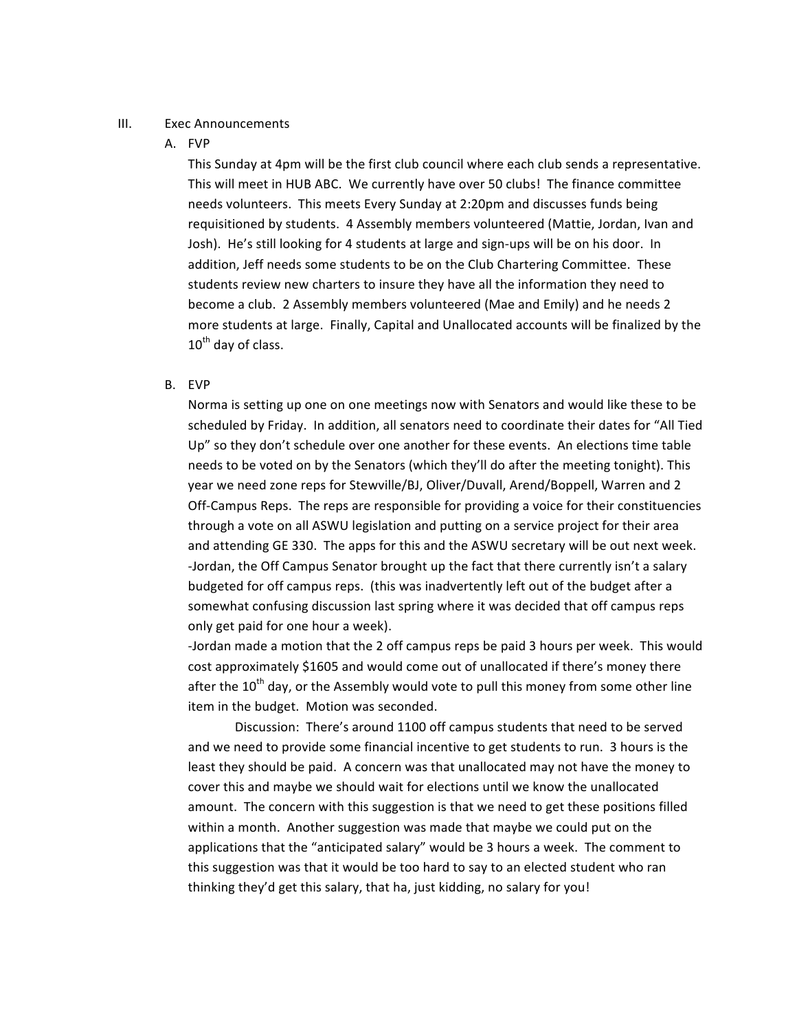III. Exec Announcements

A. FVP

This Sunday at 4pm will be the first club council where each club sends a representative. This will meet in HUB ABC. We currently have over 50 clubs! The finance committee needs volunteers. This meets Every Sunday at 2:20pm and discusses funds being requisitioned by students. 4 Assembly members volunteered (Mattie, Jordan, Ivan and Josh). He's still looking for 4 students at large and sign-ups will be on his door. In addition, Jeff needs some students to be on the Club Chartering Committee. These students review new charters to insure they have all the information they need to become a club. 2 Assembly members volunteered (Mae and Emily) and he needs 2 more students at large. Finally, Capital and Unallocated accounts will be finalized by the 10th day of class.

B. EVP

Norma is setting up one on one meetings now with Senators and would like these to be scheduled by Friday. In addition, all senators need to coordinate their dates for "All Tied Up" so they don't schedule over one another for these events. An elections time table needs to be voted on by the Senators (which they'll do after the meeting tonight). This year we need zone reps for Stewville/BJ, Oliver/Duvall, Arend/Boppell, Warren and 2 Off-Campus Reps. The reps are responsible for providing a voice for their constituencies through a vote on all ASWU legislation and putting on a service project for their area and attending GE 330. The apps for this and the ASWU secretary will be out next week.

-Jordan, the Off Campus Senator brought up the fact that there currently isn't a salary budgeted for off campus reps. (this was inadvertently left out of the budget after a somewhat confusing discussion last spring where it was decided that off campus reps only get paid for one hour a week).

-Jordan made a motion that the 2 off campus reps be paid 3 hours per week. This would cost approximately $1605 and would come out of unallocated if there's money there after the 10th day, or the Assembly would vote to pull this money from some other line item in the budget. Motion was seconded.

Discussion: There's around 1100 off campus students that need to be served and we need to provide some financial incentive to get students to run. 3 hours is the least they should be paid. A concern was that unallocated may not have the money to cover this and maybe we should wait for elections until we know the unallocated amount. The concern with this suggestion is that we need to get these positions filled within a month. Another suggestion was made that maybe we could put on the applications that the "anticipated salary" would be 3 hours a week. The comment to this suggestion was that it would be too hard to say to an elected student who ran thinking they'd get this salary, that ha, just kidding, no salary for you!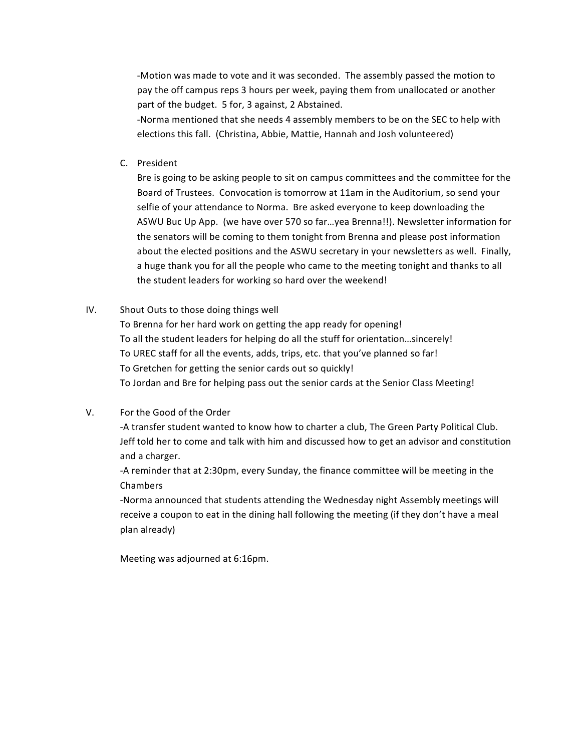-Motion was made to vote and it was seconded. The assembly passed the motion to pay the off campus reps 3 hours per week, paying them from unallocated or another part of the budget. 5 for, 3 against, 2 Abstained.

-Norma mentioned that she needs 4 assembly members to be on the SEC to help with elections this fall. (Christina, Abbie, Mattie, Hannah and Josh volunteered)

C. President

Bre is going to be asking people to sit on campus committees and the committee for the Board of Trustees. Convocation is tomorrow at 11am in the Auditorium, so send your selfie of your attendance to Norma. Bre asked everyone to keep downloading the ASWU Buc Up App. (we have over 570 so far…yea Brenna!!). Newsletter information for the senators will be coming to them tonight from Brenna and please post information about the elected positions and the ASWU secretary in your newsletters as well. Finally, a huge thank you for all the people who came to the meeting tonight and thanks to all the student leaders for working so hard over the weekend!

IV. Shout Outs to those doing things well

To Brenna for her hard work on getting the app ready for opening!
To all the student leaders for helping do all the stuff for orientation…sincerely!
To UREC staff for all the events, adds, trips, etc. that you've planned so far!
To Gretchen for getting the senior cards out so quickly!
To Jordan and Bre for helping pass out the senior cards at the Senior Class Meeting!

V. For the Good of the Order

-A transfer student wanted to know how to charter a club, The Green Party Political Club. Jeff told her to come and talk with him and discussed how to get an advisor and constitution and a charger.

-A reminder that at 2:30pm, every Sunday, the finance committee will be meeting in the Chambers

-Norma announced that students attending the Wednesday night Assembly meetings will receive a coupon to eat in the dining hall following the meeting (if they don't have a meal plan already)

Meeting was adjourned at 6:16pm.